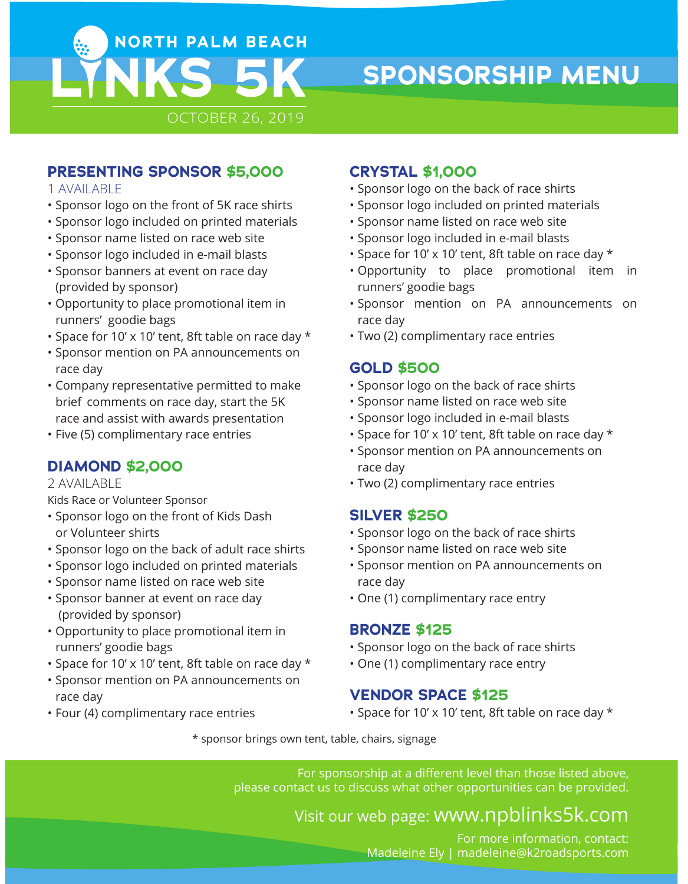# NORTH PALM BEACH LINKS 5K

OCTOBER 26, 2019

# SPONSORSHIP MENU

## PRESENTING SPONSOR $5,000

1 AVAILABLE

- Sponsor logo on the front of 5K race shirts
- Sponsor logo included on printed materials
- Sponsor name listed on race web site
- Sponsor logo included in e-mail blasts
- Sponsor banners at event on race day (provided by sponsor)
- Opportunity to place promotional item in runners' goodie bags
- Space for 10' x 10' tent, 8ft table on race day *
- Sponsor mention on PA announcements on race day
- Company representative permitted to make brief comments on race day, start the 5K race and assist with awards presentation
- Five (5) complimentary race entries

## DIAMOND $2,000

2 AVAILABLE

Kids Race or Volunteer Sponsor

- Sponsor logo on the front of Kids Dash or Volunteer shirts
- Sponsor logo on the back of adult race shirts
- Sponsor logo included on printed materials
- Sponsor name listed on race web site
- Sponsor banner at event on race day (provided by sponsor)
- Opportunity to place promotional item in runners' goodie bags
- Space for 10' x 10' tent, 8ft table on race day *
- Sponsor mention on PA announcements on race day
- Four (4) complimentary race entries

## CRYSTAL $1,000

- Sponsor logo on the back of race shirts
- Sponsor logo included on printed materials
- Sponsor name listed on race web site
- Sponsor logo included in e-mail blasts
- Space for 10' x 10' tent, 8ft table on race day *
- Opportunity to place promotional item in runners' goodie bags
- Sponsor mention on PA announcements on race day
- Two (2) complimentary race entries

## GOLD $500

- Sponsor logo on the back of race shirts
- Sponsor name listed on race web site
- Sponsor logo included in e-mail blasts
- Space for 10' x 10' tent, 8ft table on race day *
- Sponsor mention on PA announcements on race day
- Two (2) complimentary race entries

## SILVER $250

- Sponsor logo on the back of race shirts
- Sponsor name listed on race web site
- Sponsor mention on PA announcements on race day
- One (1) complimentary race entry

## BRONZE $125

- Sponsor logo on the back of race shirts
- One (1) complimentary race entry

## VENDOR SPACE $125

- Space for 10' x 10' tent, 8ft table on race day *

* sponsor brings own tent, table, chairs, signage

For sponsorship at a different level than those listed above, please contact us to discuss what other opportunities can be provided.

Visit our web page: www.npblinks5k.com

For more information, contact:
Madeleine Ely | madeleine@k2roadsports.com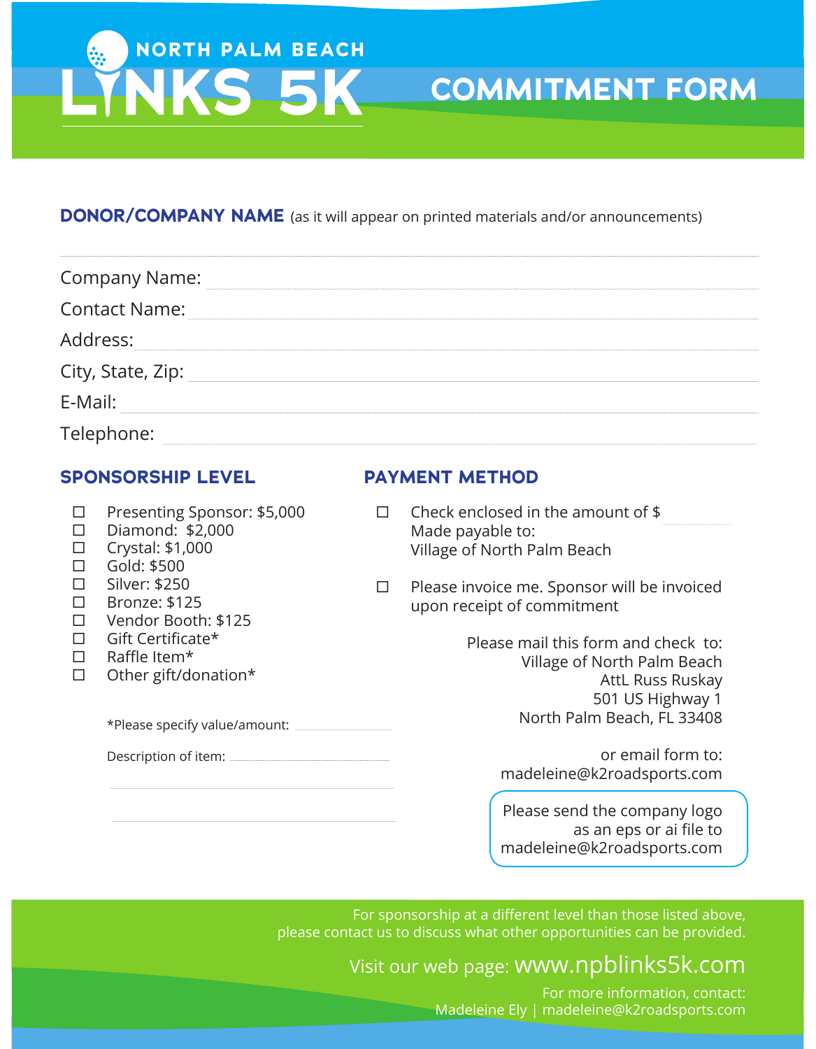# NORTH PALM BEACH LINKS 5K

# COMMITMENT FORM

**DONOR/COMPANY NAME** (as it will appear on printed materials and/or announcements)

\_\_\_\_\_\_\_\_\_\_\_\_\_\_\_\_\_\_\_\_\_\_\_\_\_\_\_\_\_\_\_\_\_\_\_\_\_\_\_\_\_\_\_\_\_\_\_\_

Company Name: \_\_\_\_\_\_\_\_\_\_\_\_\_\_\_\_\_\_\_\_\_\_\_\_\_\_\_\_\_\_\_\_\_\_\_\_\_\_\_\_

Contact Name: \_\_\_\_\_\_\_\_\_\_\_\_\_\_\_\_\_\_\_\_\_\_\_\_\_\_\_\_\_\_\_\_\_\_\_\_\_\_\_\_

Address: \_\_\_\_\_\_\_\_\_\_\_\_\_\_\_\_\_\_\_\_\_\_\_\_\_\_\_\_\_\_\_\_\_\_\_\_\_\_\_\_

City, State, Zip: \_\_\_\_\_\_\_\_\_\_\_\_\_\_\_\_\_\_\_\_\_\_\_\_\_\_\_\_\_\_\_\_\_\_\_\_\_\_\_\_

E-Mail: \_\_\_\_\_\_\_\_\_\_\_\_\_\_\_\_\_\_\_\_\_\_\_\_\_\_\_\_\_\_\_\_\_\_\_\_\_\_\_\_

Telephone: \_\_\_\_\_\_\_\_\_\_\_\_\_\_\_\_\_\_\_\_\_\_\_\_\_\_\_\_\_\_\_\_\_\_\_\_\_\_\_\_

## SPONSORSHIP LEVEL

- ☐ Presenting Sponsor: $5,000
- ☐ Diamond: $2,000
- ☐ Crystal: $1,000
- ☐ Gold: $500
- ☐ Silver: $250
- ☐ Bronze: $125
- ☐ Vendor Booth: $125
- ☐ Gift Certificate*
- ☐ Raffle Item*
- ☐ Other gift/donation*

*Please specify value/amount: \_\_\_\_\_\_\_\_\_\_\_\_

Description of item: \_\_\_\_\_\_\_\_\_\_\_\_\_\_\_\_\_\_\_\_

\_\_\_\_\_\_\_\_\_\_\_\_\_\_\_\_\_\_\_\_\_\_\_\_\_\_\_\_\_\_\_\_

\_\_\_\_\_\_\_\_\_\_\_\_\_\_\_\_\_\_\_\_\_\_\_\_\_\_\_\_\_\_\_\_

## PAYMENT METHOD

- ☐ Check enclosed in the amount of $ \_\_\_\_\_\_\_\_
  Made payable to:
  Village of North Palm Beach
- ☐ Please invoice me. Sponsor will be invoiced upon receipt of commitment

Please mail this form and check to:
Village of North Palm Beach
AttL Russ Ruskay
501 US Highway 1
North Palm Beach, FL 33408

or email form to:
madeleine@k2roadsports.com

Please send the company logo as an eps or ai file to madeleine@k2roadsports.com

For sponsorship at a different level than those listed above, please contact us to discuss what other opportunities can be provided.

Visit our web page: www.npblinks5k.com

For more information, contact:
Madeleine Ely | madeleine@k2roadsports.com